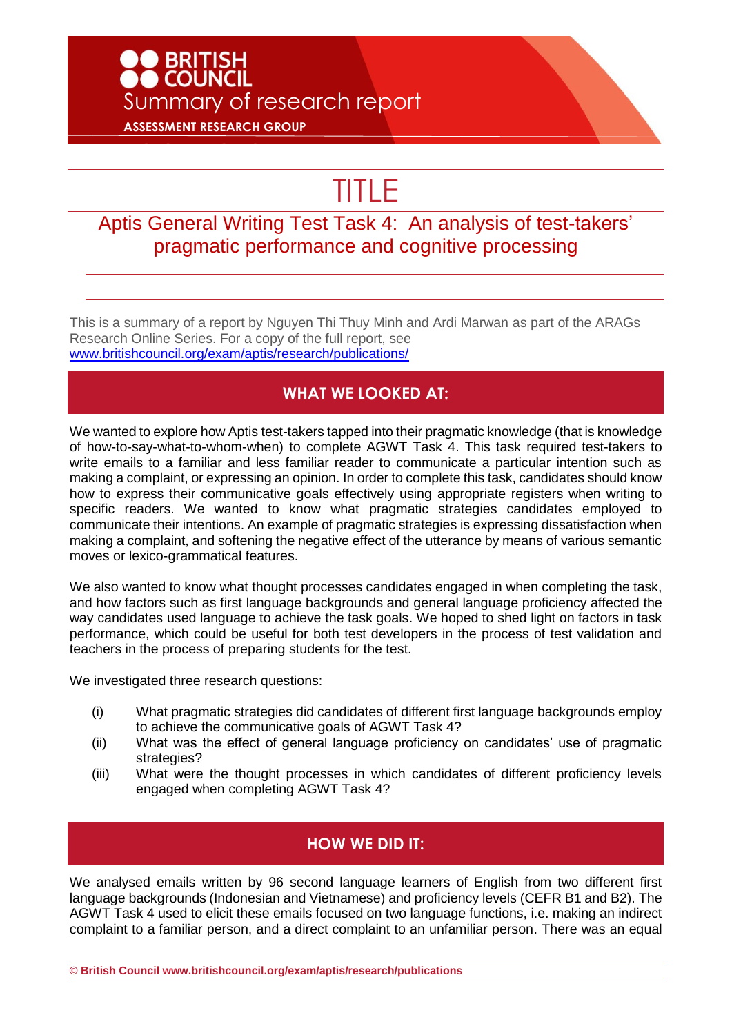BRITISH COUNCIL

Summary of research report

ASSESSMENT RESEARCH GROUP

# TITLE

## Aptis General Writing Test Task 4: An analysis of test-takers' pragmatic performance and cognitive processing

This is a summary of a report by Nguyen Thi Thuy Minh and Ardi Marwan as part of the ARAGs Research Online Series. For a copy of the full report, see www.britishcouncil.org/exam/aptis/research/publications/

## WHAT WE LOOKED AT:

We wanted to explore how Aptis test-takers tapped into their pragmatic knowledge (that is knowledge of how-to-say-what-to-whom-when) to complete AGWT Task 4. This task required test-takers to write emails to a familiar and less familiar reader to communicate a particular intention such as making a complaint, or expressing an opinion. In order to complete this task, candidates should know how to express their communicative goals effectively using appropriate registers when writing to specific readers. We wanted to know what pragmatic strategies candidates employed to communicate their intentions. An example of pragmatic strategies is expressing dissatisfaction when making a complaint, and softening the negative effect of the utterance by means of various semantic moves or lexico-grammatical features.

We also wanted to know what thought processes candidates engaged in when completing the task, and how factors such as first language backgrounds and general language proficiency affected the way candidates used language to achieve the task goals. We hoped to shed light on factors in task performance, which could be useful for both test developers in the process of test validation and teachers in the process of preparing students for the test.

We investigated three research questions:

(i) What pragmatic strategies did candidates of different first language backgrounds employ to achieve the communicative goals of AGWT Task 4?

(ii) What was the effect of general language proficiency on candidates' use of pragmatic strategies?

(iii) What were the thought processes in which candidates of different proficiency levels engaged when completing AGWT Task 4?

## HOW WE DID IT:

We analysed emails written by 96 second language learners of English from two different first language backgrounds (Indonesian and Vietnamese) and proficiency levels (CEFR B1 and B2). The AGWT Task 4 used to elicit these emails focused on two language functions, i.e. making an indirect complaint to a familiar person, and a direct complaint to an unfamiliar person. There was an equal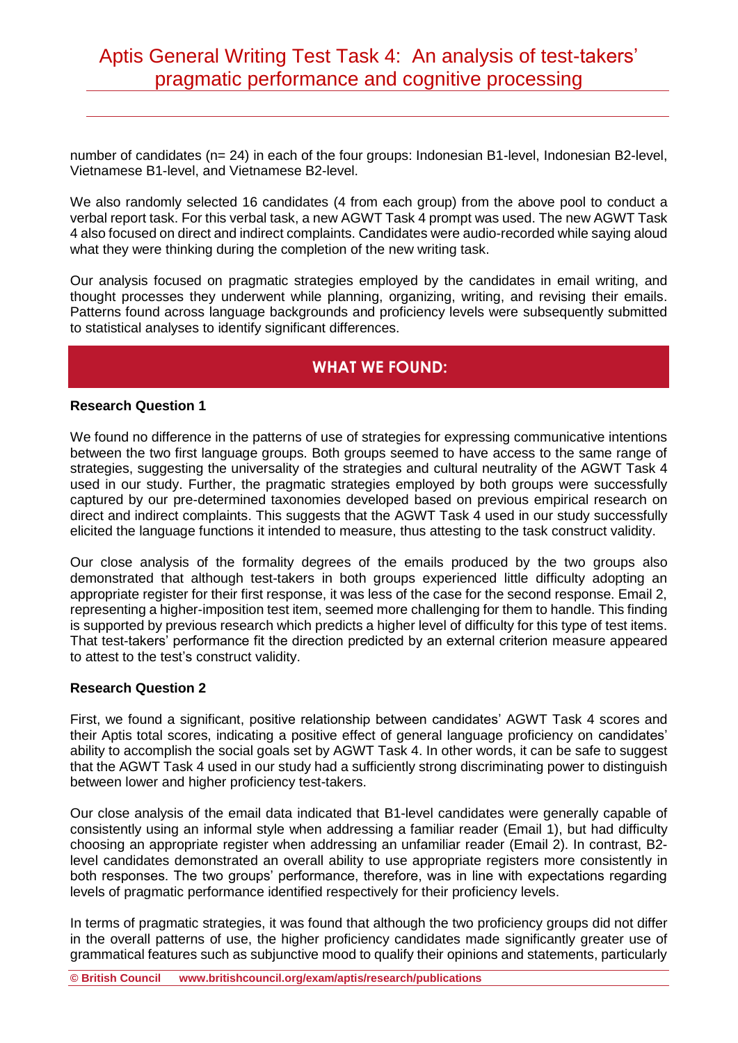number of candidates (n= 24) in each of the four groups: Indonesian B1-level, Indonesian B2-level, Vietnamese B1-level, and Vietnamese B2-level.

We also randomly selected 16 candidates (4 from each group) from the above pool to conduct a verbal report task. For this verbal task, a new AGWT Task 4 prompt was used. The new AGWT Task 4 also focused on direct and indirect complaints. Candidates were audio-recorded while saying aloud what they were thinking during the completion of the new writing task.

Our analysis focused on pragmatic strategies employed by the candidates in email writing, and thought processes they underwent while planning, organizing, writing, and revising their emails. Patterns found across language backgrounds and proficiency levels were subsequently submitted to statistical analyses to identify significant differences.

## WHAT WE FOUND:

**Research Question 1**

We found no difference in the patterns of use of strategies for expressing communicative intentions between the two first language groups. Both groups seemed to have access to the same range of strategies, suggesting the universality of the strategies and cultural neutrality of the AGWT Task 4 used in our study. Further, the pragmatic strategies employed by both groups were successfully captured by our pre-determined taxonomies developed based on previous empirical research on direct and indirect complaints. This suggests that the AGWT Task 4 used in our study successfully elicited the language functions it intended to measure, thus attesting to the task construct validity.

Our close analysis of the formality degrees of the emails produced by the two groups also demonstrated that although test-takers in both groups experienced little difficulty adopting an appropriate register for their first response, it was less of the case for the second response. Email 2, representing a higher-imposition test item, seemed more challenging for them to handle. This finding is supported by previous research which predicts a higher level of difficulty for this type of test items. That test-takers' performance fit the direction predicted by an external criterion measure appeared to attest to the test's construct validity.

**Research Question 2**

First, we found a significant, positive relationship between candidates' AGWT Task 4 scores and their Aptis total scores, indicating a positive effect of general language proficiency on candidates' ability to accomplish the social goals set by AGWT Task 4. In other words, it can be safe to suggest that the AGWT Task 4 used in our study had a sufficiently strong discriminating power to distinguish between lower and higher proficiency test-takers.

Our close analysis of the email data indicated that B1-level candidates were generally capable of consistently using an informal style when addressing a familiar reader (Email 1), but had difficulty choosing an appropriate register when addressing an unfamiliar reader (Email 2). In contrast, B2-level candidates demonstrated an overall ability to use appropriate registers more consistently in both responses. The two groups' performance, therefore, was in line with expectations regarding levels of pragmatic performance identified respectively for their proficiency levels.

In terms of pragmatic strategies, it was found that although the two proficiency groups did not differ in the overall patterns of use, the higher proficiency candidates made significantly greater use of grammatical features such as subjunctive mood to qualify their opinions and statements, particularly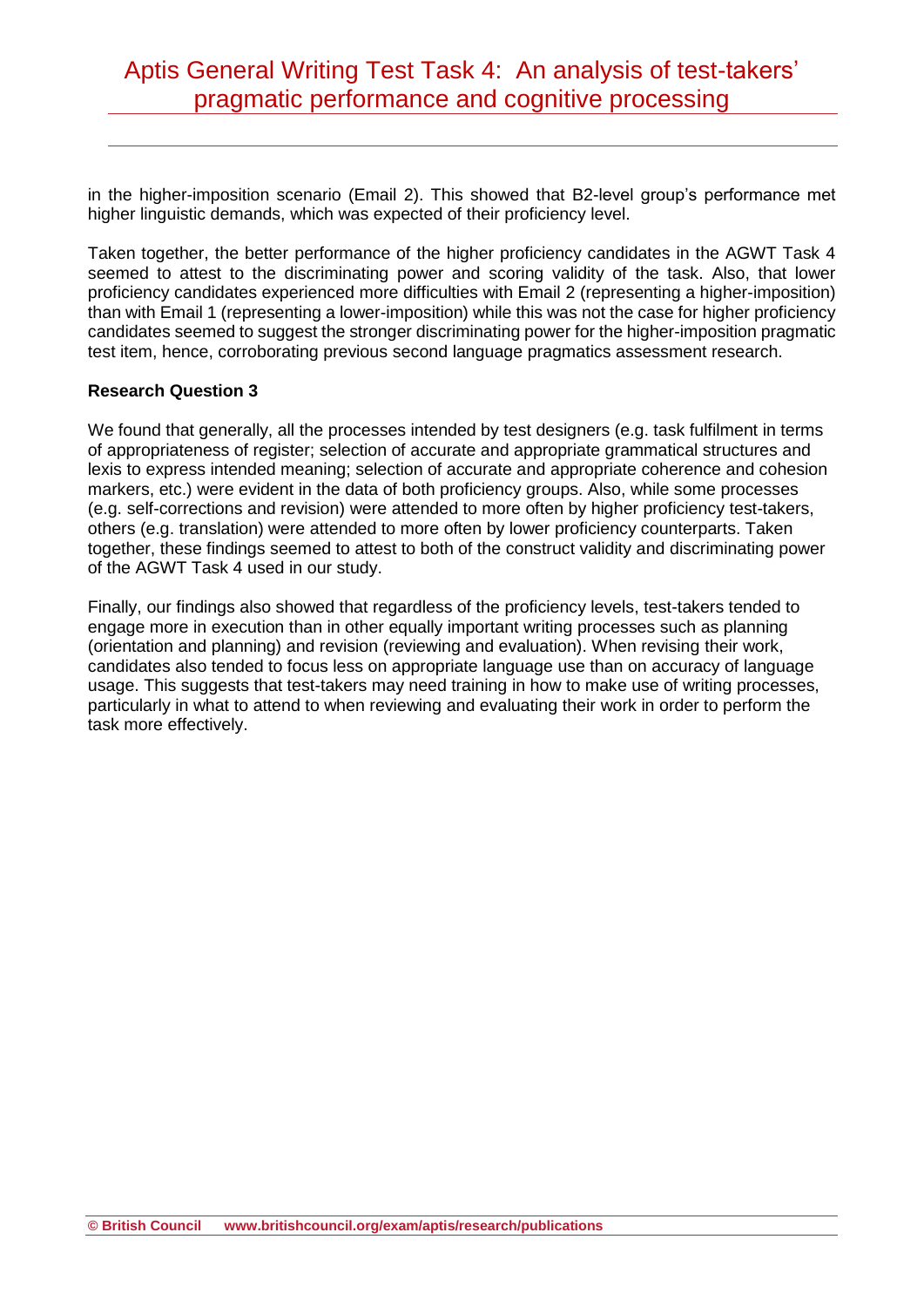in the higher-imposition scenario (Email 2). This showed that B2-level group's performance met higher linguistic demands, which was expected of their proficiency level.

Taken together, the better performance of the higher proficiency candidates in the AGWT Task 4 seemed to attest to the discriminating power and scoring validity of the task. Also, that lower proficiency candidates experienced more difficulties with Email 2 (representing a higher-imposition) than with Email 1 (representing a lower-imposition) while this was not the case for higher proficiency candidates seemed to suggest the stronger discriminating power for the higher-imposition pragmatic test item, hence, corroborating previous second language pragmatics assessment research.

**Research Question 3**

We found that generally, all the processes intended by test designers (e.g. task fulfilment in terms of appropriateness of register; selection of accurate and appropriate grammatical structures and lexis to express intended meaning; selection of accurate and appropriate coherence and cohesion markers, etc.) were evident in the data of both proficiency groups. Also, while some processes (e.g. self-corrections and revision) were attended to more often by higher proficiency test-takers, others (e.g. translation) were attended to more often by lower proficiency counterparts. Taken together, these findings seemed to attest to both of the construct validity and discriminating power of the AGWT Task 4 used in our study.

Finally, our findings also showed that regardless of the proficiency levels, test-takers tended to engage more in execution than in other equally important writing processes such as planning (orientation and planning) and revision (reviewing and evaluation). When revising their work, candidates also tended to focus less on appropriate language use than on accuracy of language usage. This suggests that test-takers may need training in how to make use of writing processes, particularly in what to attend to when reviewing and evaluating their work in order to perform the task more effectively.